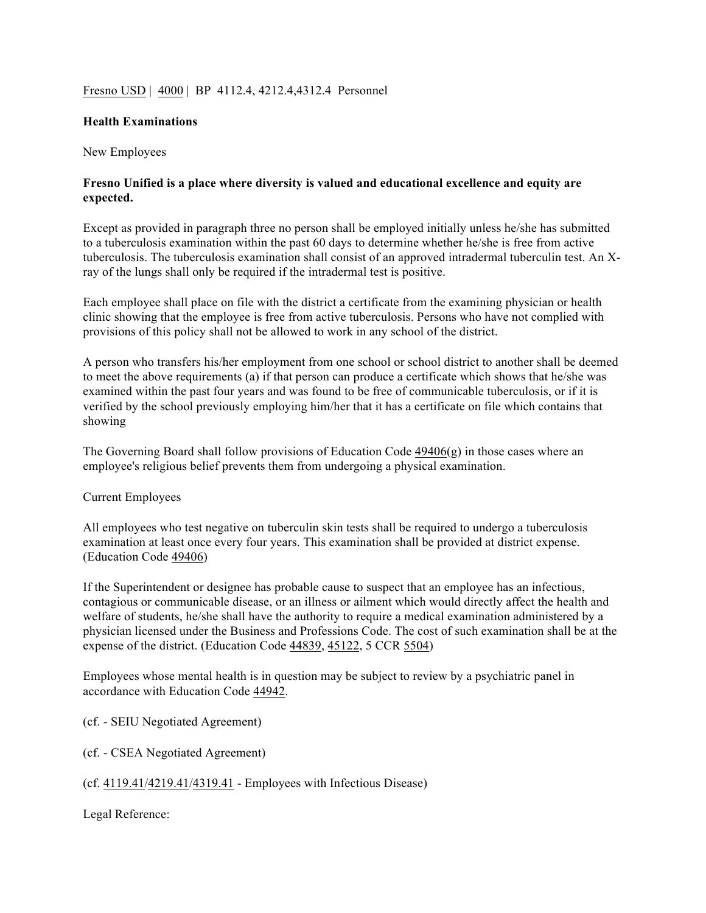Fresno USD | 4000 | BP 4112.4, 4212.4,4312.4 Personnel

**Health Examinations**

New Employees

**Fresno Unified is a place where diversity is valued and educational excellence and equity are expected.**

Except as provided in paragraph three no person shall be employed initially unless he/she has submitted to a tuberculosis examination within the past 60 days to determine whether he/she is free from active tuberculosis. The tuberculosis examination shall consist of an approved intradermal tuberculin test. An X-ray of the lungs shall only be required if the intradermal test is positive.

Each employee shall place on file with the district a certificate from the examining physician or health clinic showing that the employee is free from active tuberculosis. Persons who have not complied with provisions of this policy shall not be allowed to work in any school of the district.

A person who transfers his/her employment from one school or school district to another shall be deemed to meet the above requirements (a) if that person can produce a certificate which shows that he/she was examined within the past four years and was found to be free of communicable tuberculosis, or if it is verified by the school previously employing him/her that it has a certificate on file which contains that showing

The Governing Board shall follow provisions of Education Code 49406(g) in those cases where an employee's religious belief prevents them from undergoing a physical examination.

Current Employees

All employees who test negative on tuberculin skin tests shall be required to undergo a tuberculosis examination at least once every four years. This examination shall be provided at district expense. (Education Code 49406)

If the Superintendent or designee has probable cause to suspect that an employee has an infectious, contagious or communicable disease, or an illness or ailment which would directly affect the health and welfare of students, he/she shall have the authority to require a medical examination administered by a physician licensed under the Business and Professions Code. The cost of such examination shall be at the expense of the district. (Education Code 44839, 45122, 5 CCR 5504)

Employees whose mental health is in question may be subject to review by a psychiatric panel in accordance with Education Code 44942.

(cf. - SEIU Negotiated Agreement)

(cf. - CSEA Negotiated Agreement)

(cf. 4119.41/4219.41/4319.41 - Employees with Infectious Disease)

Legal Reference: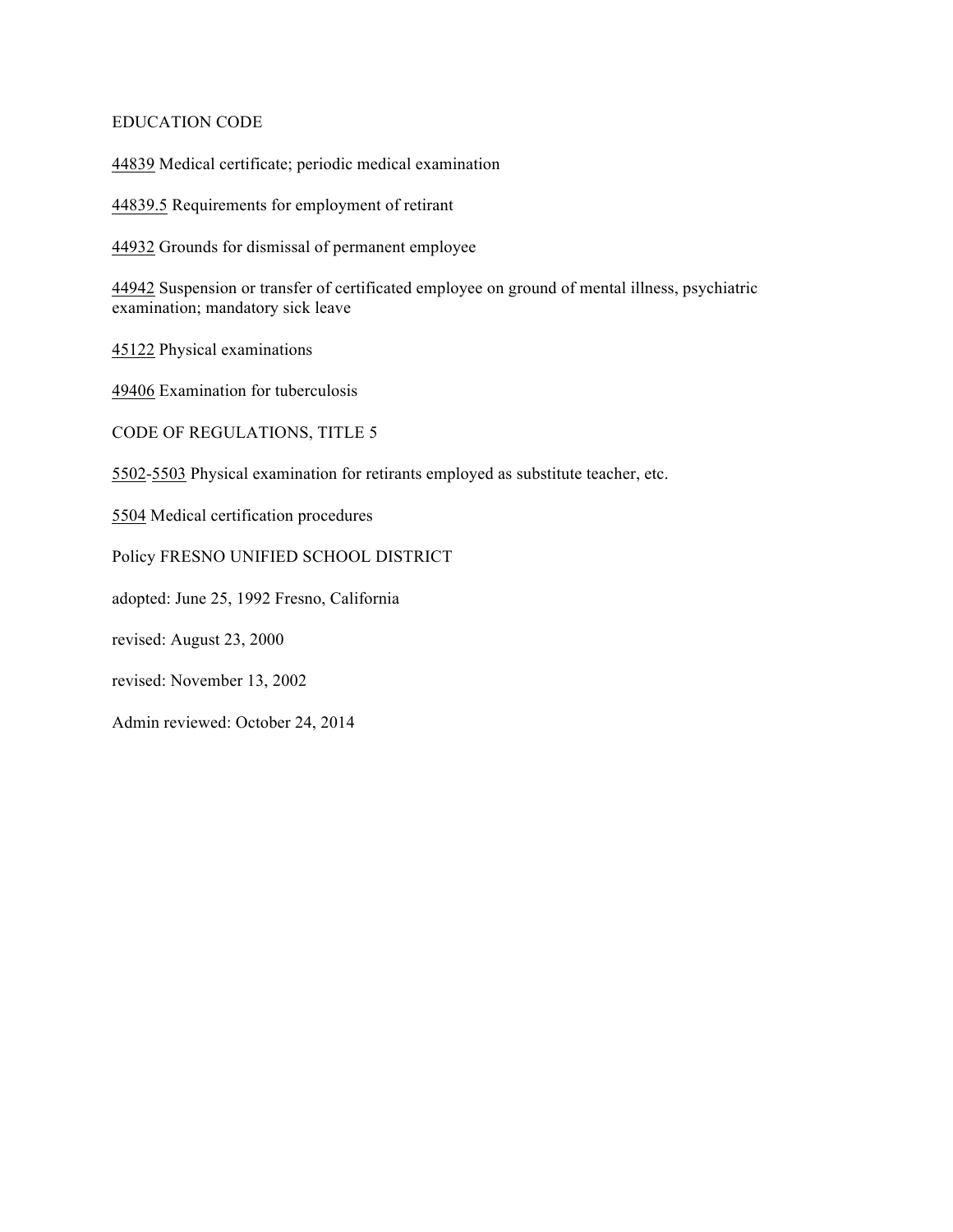EDUCATION CODE

44839 Medical certificate; periodic medical examination

44839.5 Requirements for employment of retirant

44932 Grounds for dismissal of permanent employee

44942 Suspension or transfer of certificated employee on ground of mental illness, psychiatric examination; mandatory sick leave

45122 Physical examinations

49406 Examination for tuberculosis

CODE OF REGULATIONS, TITLE 5

5502-5503 Physical examination for retirants employed as substitute teacher, etc.

5504 Medical certification procedures

Policy FRESNO UNIFIED SCHOOL DISTRICT

adopted: June 25, 1992 Fresno, California

revised: August 23, 2000

revised: November 13, 2002

Admin reviewed: October 24, 2014